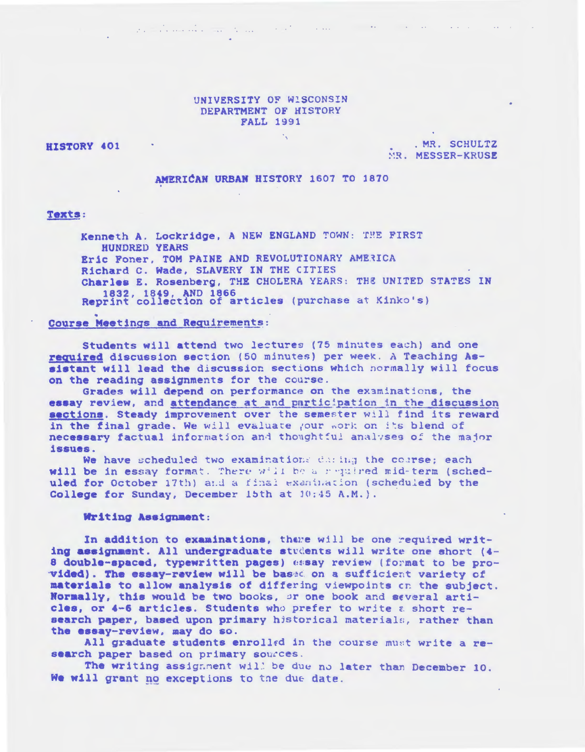UNIVERSITY OF WISCONSIN
DEPARTMENT OF HISTORY
FALL 1991

**HISTORY 401**

MR. SCHULTZ
MR. MESSER-KRUSE

# AMERICAN URBAN HISTORY 1607 TO 1870

**Texts:**

Kenneth A. Lockridge, A NEW ENGLAND TOWN: THE FIRST HUNDRED YEARS
Eric Foner, TOM PAINE AND REVOLUTIONARY AMERICA
Richard C. Wade, SLAVERY IN THE CITIES
Charles E. Rosenberg, THE CHOLERA YEARS: THE UNITED STATES IN 1832, 1849, AND 1866
Reprint collection of articles (purchase at Kinko's)

**Course Meetings and Requirements:**

Students will attend two lectures (75 minutes each) and one required discussion section (50 minutes) per week. A Teaching Assistant will lead the discussion sections which normally will focus on the reading assignments for the course.

Grades will depend on performance on the examinations, the essay review, and attendance at and participation in the discussion sections. Steady improvement over the semester will find its reward in the final grade. We will evaluate your work on its blend of necessary factual information and thoughtful analyses of the major issues.

We have scheduled two examinations during the course; each will be in essay format. There will be a required mid-term (scheduled for October 17th) and a final examination (scheduled by the College for Sunday, December 15th at 10:45 A.M.).

**Writing Assignment:**

In addition to examinations, there will be one required writing assignment. All undergraduate students will write one short (4-8 double-spaced, typewritten pages) essay review (format to be provided). The essay-review will be based on a sufficient variety of materials to allow analysis of differing viewpoints on the subject. Normally, this would be two books, or one book and several articles, or 4-6 articles. Students who prefer to write a short research paper, based upon primary historical materials, rather than the essay-review, may do so.

All graduate students enrolled in the course must write a research paper based on primary sources.

The writing assignment will be due no later than December 10. We will grant no exceptions to the due date.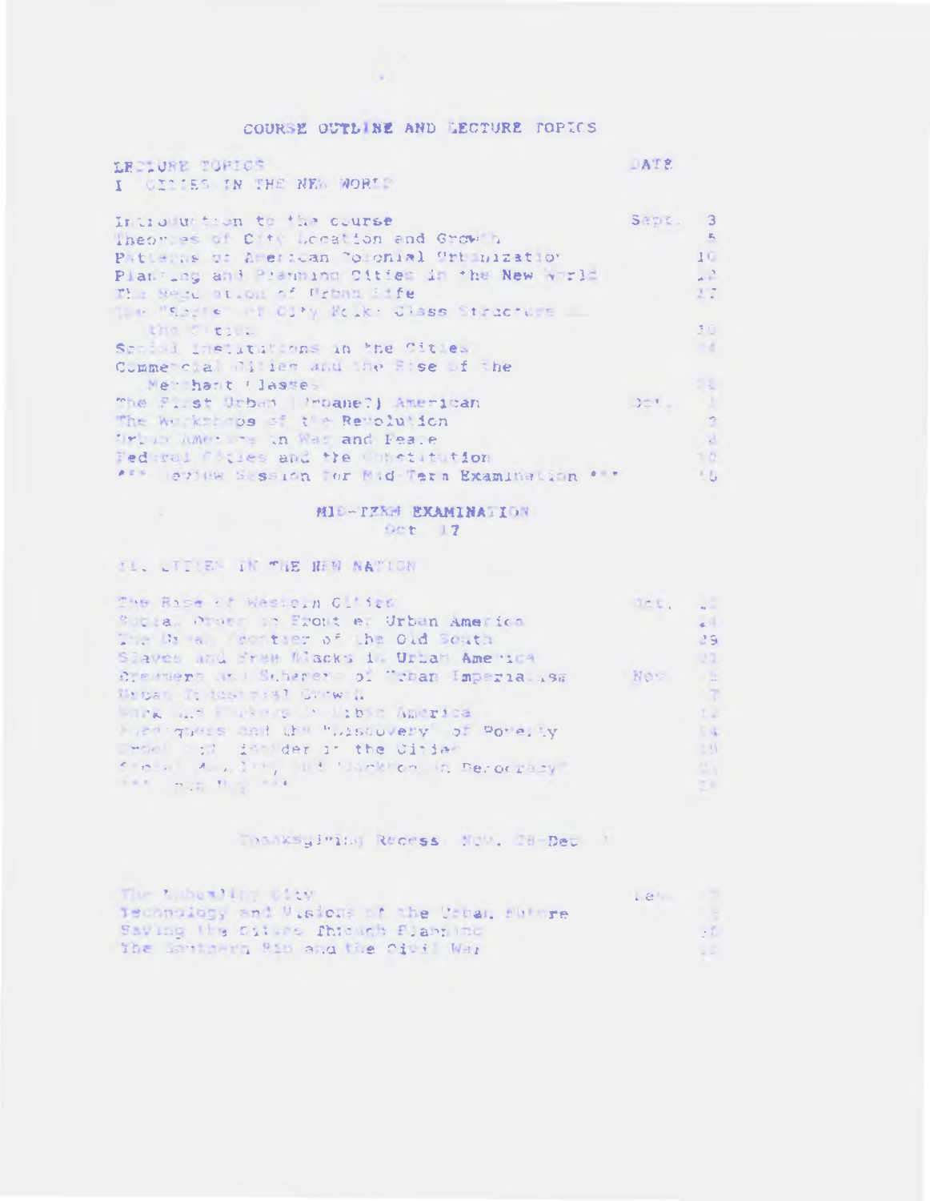# COURSE OUTLINE AND LECTURE TOPICS

| LECTURE TOPICS | DATE | |
|---|---|---|
| **I. CITIES IN THE NEW WORLD** | | |
| Introduction to the course | Sept. | 3 |
| Theories of City Location and Growth | | 5 |
| Patterns of American Colonial Urbanization | | 10 |
| Planting and Planning Cities in the New World | | 12 |
| The Regulation of Urban Life | | 17 |
| The "Sorts" of City Folk: Class Structure in the Cities | | 19 |
| Social Institutions in the Cities | | 24 |
| Commercial Cities and the Rise of the Merchant Classes | | 26 |
| The First Urban (Urbane?) American | Oct. | 1 |
| The Workshops of the Revolution | | 3 |
| Urban America in War and Peace | | 8 |
| Federal Cities and the Constitution | | 10 |
| *** Review Session for Mid-Term Examination *** | | 15 |

**MID-TERM EXAMINATION**
**Oct. 17**

| | | |
|---|---|---|
| **II. CITIES IN THE NEW NATION** | | |
| The Rise of Western Cities | Oct. | 22 |
| Social Order in Frontier Urban America | | 24 |
| The Urban Frontier of the Old South | | 29 |
| Slaves and Free Blacks in Urban America | | 31 |
| Dreamers and Schemers of Urban Imperialism | Nov. | 5 |
| Urban Industrial Growth | | 7 |
| Work and Workers in Urban America | | 12 |
| Foreigners and the "Discovery" of Poverty | | 14 |
| Order and Disorder in the Cities | | 19 |
| Social Mobility, and "Jackson in Democracy" | | 21 |
| *** ... *** | | 26 |

Thanksgiving Recess: Nov. 28-Dec. 1

| | | |
|---|---|---|
| The Unhealthy City | Dec. | 3 |
| Technology and Visions of the Urban Future | | 5 |
| Saving the Cities Through Planning | | 10 |
| The Southern Bid and the Civil War | | 12 |